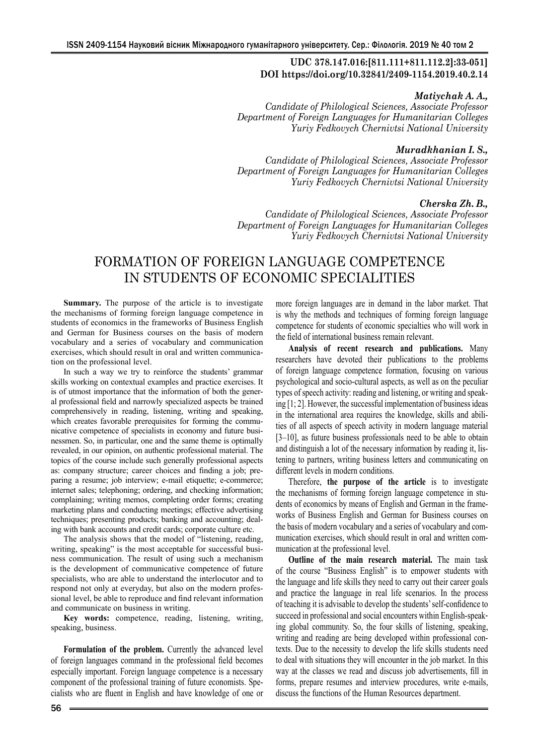**UDC 378.147.016:[811.111+811.112.2]:33-051]**
**DOI https://doi.org/10.32841/2409-1154.2019.40.2.14**

***Matiychak A. A.,***
*Candidate of Philological Sciences, Associate Professor*
*Department of Foreign Languages for Humanitarian Colleges*
*Yuriy Fedkovych Chernivtsi National University*

***Muradkhanian I. S.,***
*Candidate of Philological Sciences, Associate Professor*
*Department of Foreign Languages for Humanitarian Colleges*
*Yuriy Fedkovych Chernivtsi National University*

***Cherska Zh. B.,***
*Candidate of Philological Sciences, Associate Professor*
*Department of Foreign Languages for Humanitarian Colleges*
*Yuriy Fedkovych Chernivtsi National University*

# FORMATION OF FOREIGN LANGUAGE COMPETENCE IN STUDENTS OF ECONOMIC SPECIALITIES

**Summary.** The purpose of the article is to investigate the mechanisms of forming foreign language competence in students of economics in the frameworks of Business English and German for Business courses on the basis of modern vocabulary and a series of vocabulary and communication exercises, which should result in oral and written communication on the professional level.

In such a way we try to reinforce the students' grammar skills working on contextual examples and practice exercises. It is of utmost importance that the information of both the general professional field and narrowly specialized aspects be trained comprehensively in reading, listening, writing and speaking, which creates favorable prerequisites for forming the communicative competence of specialists in economy and future businessmen. So, in particular, one and the same theme is optimally revealed, in our opinion, on authentic professional material. The topics of the course include such generally professional aspects as: company structure; career choices and finding a job; preparing a resume; job interview; e-mail etiquette; e-commerce; internet sales; telephoning; ordering, and checking information; complaining; writing memos, completing order forms; creating marketing plans and conducting meetings; effective advertising techniques; presenting products; banking and accounting; dealing with bank accounts and credit cards; corporate culture etc.

The analysis shows that the model of "listening, reading, writing, speaking" is the most acceptable for successful business communication. The result of using such a mechanism is the development of communicative competence of future specialists, who are able to understand the interlocutor and to respond not only at everyday, but also on the modern professional level, be able to reproduce and find relevant information and communicate on business in writing.

**Key words:** competence, reading, listening, writing, speaking, business.

**Formulation of the problem.** Currently the advanced level of foreign languages command in the professional field becomes especially important. Foreign language competence is a necessary component of the professional training of future economists. Specialists who are fluent in English and have knowledge of one or more foreign languages are in demand in the labor market. That is why the methods and techniques of forming foreign language competence for students of economic specialties who will work in the field of international business remain relevant.

**Analysis of recent research and publications.** Many researchers have devoted their publications to the problems of foreign language competence formation, focusing on various psychological and socio-cultural aspects, as well as on the peculiar types of speech activity: reading and listening, or writing and speaking [1; 2]. However, the successful implementation of business ideas in the international area requires the knowledge, skills and abilities of all aspects of speech activity in modern language material [3–10], as future business professionals need to be able to obtain and distinguish a lot of the necessary information by reading it, listening to partners, writing business letters and communicating on different levels in modern conditions.

Therefore, **the purpose of the article** is to investigate the mechanisms of forming foreign language competence in students of economics by means of English and German in the frameworks of Business English and German for Business courses on the basis of modern vocabulary and a series of vocabulary and communication exercises, which should result in oral and written communication at the professional level.

**Outline of the main research material.** The main task of the course "Business English" is to empower students with the language and life skills they need to carry out their career goals and practice the language in real life scenarios. In the process of teaching it is advisable to develop the students' self-confidence to succeed in professional and social encounters within English-speaking global community. So, the four skills of listening, speaking, writing and reading are being developed within professional contexts. Due to the necessity to develop the life skills students need to deal with situations they will encounter in the job market. In this way at the classes we read and discuss job advertisements, fill in forms, prepare resumes and interview procedures, write e-mails, discuss the functions of the Human Resources department.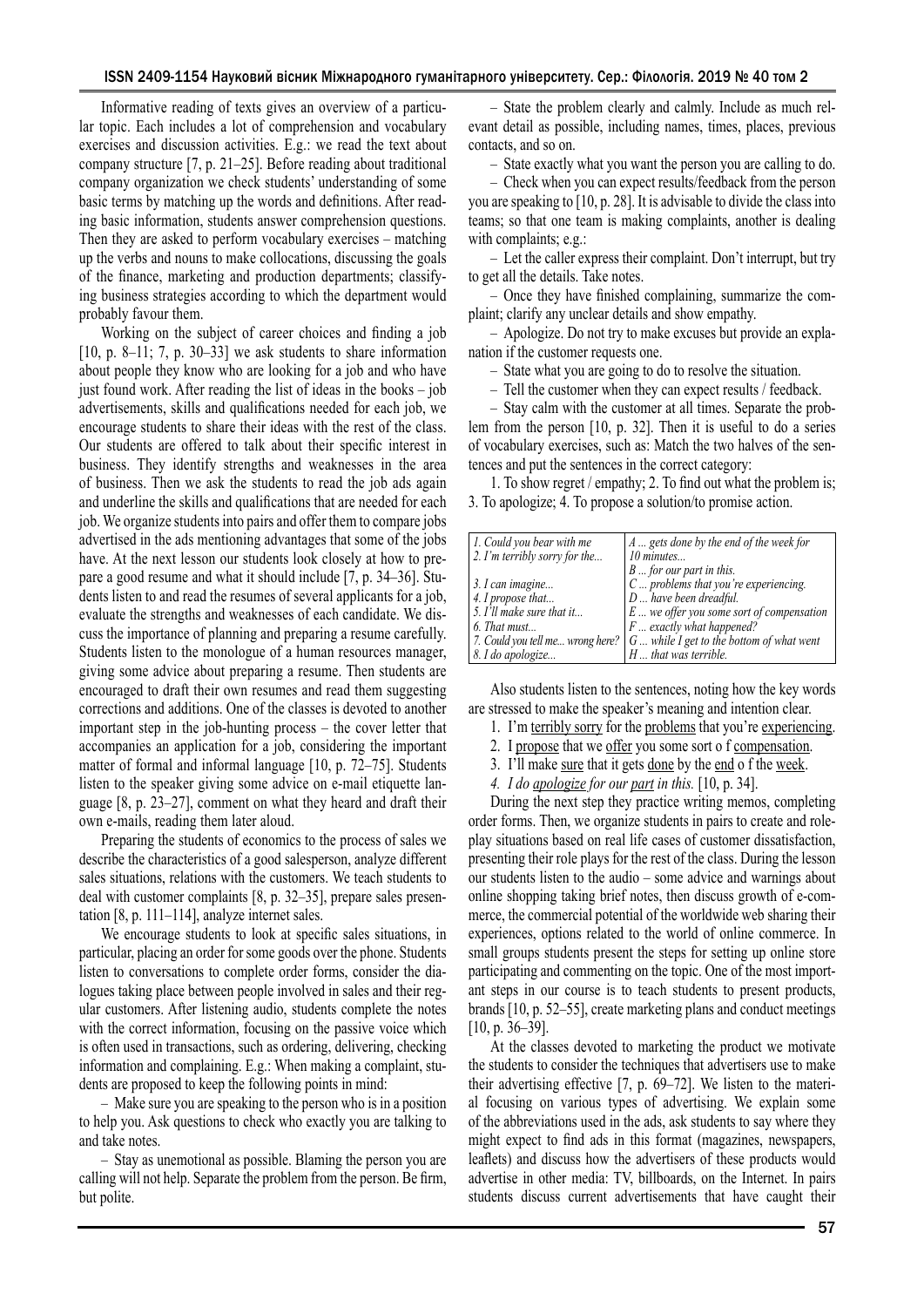Informative reading of texts gives an overview of a particular topic. Each includes a lot of comprehension and vocabulary exercises and discussion activities. E.g.: we read the text about company structure [7, p. 21–25]. Before reading about traditional company organization we check students' understanding of some basic terms by matching up the words and definitions. After reading basic information, students answer comprehension questions. Then they are asked to perform vocabulary exercises – matching up the verbs and nouns to make collocations, discussing the goals of the finance, marketing and production departments; classifying business strategies according to which the department would probably favour them.

Working on the subject of career choices and finding a job [10, p. 8–11; 7, p. 30–33] we ask students to share information about people they know who are looking for a job and who have just found work. After reading the list of ideas in the books – job advertisements, skills and qualifications needed for each job, we encourage students to share their ideas with the rest of the class. Our students are offered to talk about their specific interest in business. They identify strengths and weaknesses in the area of business. Then we ask the students to read the job ads again and underline the skills and qualifications that are needed for each job. We organize students into pairs and offer them to compare jobs advertised in the ads mentioning advantages that some of the jobs have. At the next lesson our students look closely at how to prepare a good resume and what it should include [7, p. 34–36]. Students listen to and read the resumes of several applicants for a job, evaluate the strengths and weaknesses of each candidate. We discuss the importance of planning and preparing a resume carefully. Students listen to the monologue of a human resources manager, giving some advice about preparing a resume. Then students are encouraged to draft their own resumes and read them suggesting corrections and additions. One of the classes is devoted to another important step in the job-hunting process – the cover letter that accompanies an application for a job, considering the important matter of formal and informal language [10, p. 72–75]. Students listen to the speaker giving some advice on e-mail etiquette language [8, p. 23–27], comment on what they heard and draft their own e-mails, reading them later aloud.

Preparing the students of economics to the process of sales we describe the characteristics of a good salesperson, analyze different sales situations, relations with the customers. We teach students to deal with customer complaints [8, p. 32–35], prepare sales presentation [8, p. 111–114], analyze internet sales.

We encourage students to look at specific sales situations, in particular, placing an order for some goods over the phone. Students listen to conversations to complete order forms, consider the dialogues taking place between people involved in sales and their regular customers. After listening audio, students complete the notes with the correct information, focusing on the passive voice which is often used in transactions, such as ordering, delivering, checking information and complaining. E.g.: When making a complaint, students are proposed to keep the following points in mind:

– Make sure you are speaking to the person who is in a position to help you. Ask questions to check who exactly you are talking to and take notes.

– Stay as unemotional as possible. Blaming the person you are calling will not help. Separate the problem from the person. Be firm, but polite.

– State the problem clearly and calmly. Include as much relevant detail as possible, including names, times, places, previous contacts, and so on.

– State exactly what you want the person you are calling to do.

– Check when you can expect results/feedback from the person you are speaking to [10, p. 28]. It is advisable to divide the class into teams; so that one team is making complaints, another is dealing with complaints; e.g.:

– Let the caller express their complaint. Don't interrupt, but try to get all the details. Take notes.

– Once they have finished complaining, summarize the complaint; clarify any unclear details and show empathy.

– Apologize. Do not try to make excuses but provide an explanation if the customer requests one.

– State what you are going to do to resolve the situation.

– Tell the customer when they can expect results / feedback.

– Stay calm with the customer at all times. Separate the problem from the person [10, p. 32]. Then it is useful to do a series of vocabulary exercises, such as: Match the two halves of the sentences and put the sentences in the correct category:

1. To show regret / empathy; 2. To find out what the problem is; 3. To apologize; 4. To propose a solution/to promise action.

| | |
|---|---|
| *1. Could you bear with me* | *A ... gets done by the end of the week for* |
| *2. I'm terribly sorry for the...* | *10 minutes...* |
| | *B ... for our part in this.* |
| *3. I can imagine...* | *C ... problems that you're experiencing.* |
| *4. I propose that...* | *D ... have been dreadful.* |
| *5. I'll make sure that it...* | *E ... we offer you some sort of compensation* |
| *6. That must...* | *F ... exactly what happened?* |
| *7. Could you tell me... wrong here?* | *G ... while I get to the bottom of what went* |
| *8. I do apologize...* | *H ... that was terrible.* |

Also students listen to the sentences, noting how the key words are stressed to make the speaker's meaning and intention clear.

1. I'm <u>terribly sorry</u> for the <u>problems</u> that you're <u>experiencing</u>.
2. I <u>propose</u> that we <u>offer</u> you some sort o f <u>compensation</u>.
3. I'll make <u>sure</u> that it gets <u>done</u> by the <u>end</u> o f the <u>week</u>.
4. *I do <u>apologize</u> for our <u>part</u> in this.* [10, p. 34].

During the next step they practice writing memos, completing order forms. Then, we organize students in pairs to create and role-play situations based on real life cases of customer dissatisfaction, presenting their role plays for the rest of the class. During the lesson our students listen to the audio – some advice and warnings about online shopping taking brief notes, then discuss growth of e-commerce, the commercial potential of the worldwide web sharing their experiences, options related to the world of online commerce. In small groups students present the steps for setting up online store participating and commenting on the topic. One of the most important steps in our course is to teach students to present products, brands [10, p. 52–55], create marketing plans and conduct meetings [10, p. 36–39].

At the classes devoted to marketing the product we motivate the students to consider the techniques that advertisers use to make their advertising effective [7, p. 69–72]. We listen to the material focusing on various types of advertising. We explain some of the abbreviations used in the ads, ask students to say where they might expect to find ads in this format (magazines, newspapers, leaflets) and discuss how the advertisers of these products would advertise in other media: TV, billboards, on the Internet. In pairs students discuss current advertisements that have caught their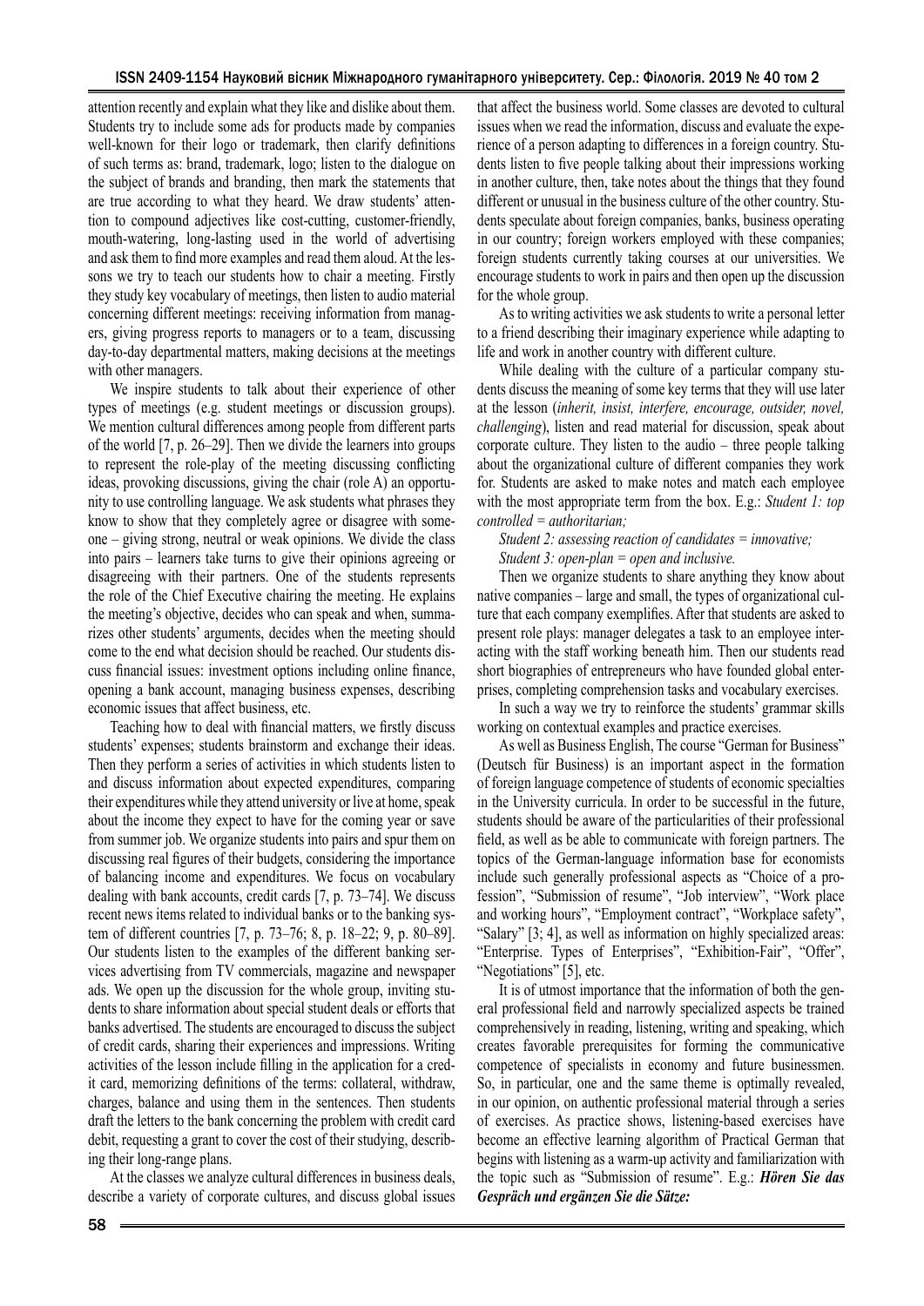attention recently and explain what they like and dislike about them. Students try to include some ads for products made by companies well-known for their logo or trademark, then clarify definitions of such terms as: brand, trademark, logo; listen to the dialogue on the subject of brands and branding, then mark the statements that are true according to what they heard. We draw students' attention to compound adjectives like cost-cutting, customer-friendly, mouth-watering, long-lasting used in the world of advertising and ask them to find more examples and read them aloud. At the lessons we try to teach our students how to chair a meeting. Firstly they study key vocabulary of meetings, then listen to audio material concerning different meetings: receiving information from managers, giving progress reports to managers or to a team, discussing day-to-day departmental matters, making decisions at the meetings with other managers.

We inspire students to talk about their experience of other types of meetings (e.g. student meetings or discussion groups). We mention cultural differences among people from different parts of the world [7, p. 26–29]. Then we divide the learners into groups to represent the role-play of the meeting discussing conflicting ideas, provoking discussions, giving the chair (role A) an opportunity to use controlling language. We ask students what phrases they know to show that they completely agree or disagree with someone – giving strong, neutral or weak opinions. We divide the class into pairs – learners take turns to give their opinions agreeing or disagreeing with their partners. One of the students represents the role of the Chief Executive chairing the meeting. He explains the meeting's objective, decides who can speak and when, summarizes other students' arguments, decides when the meeting should come to the end what decision should be reached. Our students discuss financial issues: investment options including online finance, opening a bank account, managing business expenses, describing economic issues that affect business, etc.

Teaching how to deal with financial matters, we firstly discuss students' expenses; students brainstorm and exchange their ideas. Then they perform a series of activities in which students listen to and discuss information about expected expenditures, comparing their expenditures while they attend university or live at home, speak about the income they expect to have for the coming year or save from summer job. We organize students into pairs and spur them on discussing real figures of their budgets, considering the importance of balancing income and expenditures. We focus on vocabulary dealing with bank accounts, credit cards [7, p. 73–74]. We discuss recent news items related to individual banks or to the banking system of different countries [7, p. 73–76; 8, p. 18–22; 9, p. 80–89]. Our students listen to the examples of the different banking services advertising from TV commercials, magazine and newspaper ads. We open up the discussion for the whole group, inviting students to share information about special student deals or efforts that banks advertised. The students are encouraged to discuss the subject of credit cards, sharing their experiences and impressions. Writing activities of the lesson include filling in the application for a credit card, memorizing definitions of the terms: collateral, withdraw, charges, balance and using them in the sentences. Then students draft the letters to the bank concerning the problem with credit card debit, requesting a grant to cover the cost of their studying, describing their long-range plans.

At the classes we analyze cultural differences in business deals, describe a variety of corporate cultures, and discuss global issues that affect the business world. Some classes are devoted to cultural issues when we read the information, discuss and evaluate the experience of a person adapting to differences in a foreign country. Students listen to five people talking about their impressions working in another culture, then, take notes about the things that they found different or unusual in the business culture of the other country. Students speculate about foreign companies, banks, business operating in our country; foreign workers employed with these companies; foreign students currently taking courses at our universities. We encourage students to work in pairs and then open up the discussion for the whole group.

As to writing activities we ask students to write a personal letter to a friend describing their imaginary experience while adapting to life and work in another country with different culture.

While dealing with the culture of a particular company students discuss the meaning of some key terms that they will use later at the lesson (*inherit, insist, interfere, encourage, outsider, novel, challenging*), listen and read material for discussion, speak about corporate culture. They listen to the audio – three people talking about the organizational culture of different companies they work for. Students are asked to make notes and match each employee with the most appropriate term from the box. E.g.: *Student 1: top controlled = authoritarian;*

*Student 2: assessing reaction of candidates = innovative;*

*Student 3: open-plan = open and inclusive.*

Then we organize students to share anything they know about native companies – large and small, the types of organizational culture that each company exemplifies. After that students are asked to present role plays: manager delegates a task to an employee interacting with the staff working beneath him. Then our students read short biographies of entrepreneurs who have founded global enterprises, completing comprehension tasks and vocabulary exercises.

In such a way we try to reinforce the students' grammar skills working on contextual examples and practice exercises.

As well as Business English, The course "German for Business" (Deutsch für Business) is an important aspect in the formation of foreign language competence of students of economic specialties in the University curricula. In order to be successful in the future, students should be aware of the particularities of their professional field, as well as be able to communicate with foreign partners. The topics of the German-language information base for economists include such generally professional aspects as "Choice of a profession", "Submission of resume", "Job interview", "Work place and working hours", "Employment contract", "Workplace safety", "Salary" [3; 4], as well as information on highly specialized areas: "Enterprise. Types of Enterprises", "Exhibition-Fair", "Offer", "Negotiations" [5], etc.

It is of utmost importance that the information of both the general professional field and narrowly specialized aspects be trained comprehensively in reading, listening, writing and speaking, which creates favorable prerequisites for forming the communicative competence of specialists in economy and future businessmen. So, in particular, one and the same theme is optimally revealed, in our opinion, on authentic professional material through a series of exercises. As practice shows, listening-based exercises have become an effective learning algorithm of Practical German that begins with listening as a warm-up activity and familiarization with the topic such as "Submission of resume". E.g.: ***Hören Sie das Gespräch und ergänzen Sie die Sätze:***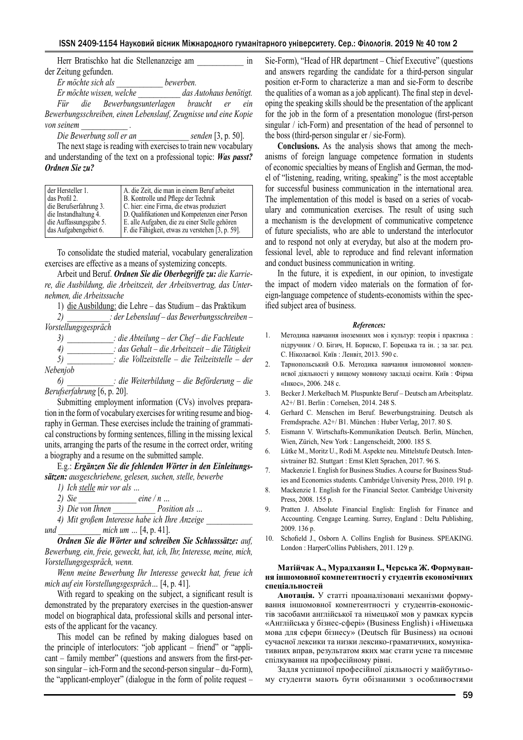Herr Bratischko hat die Stellenanzeige am ___________ in der Zeitung gefunden.

*Er möchte sich als ___________ bewerben.*

*Er möchte wissen, welche __________ das Autohaus benötigt.*

*Für die Bewerbungsunterlagen braucht er ein Bewerbungsschreiben, einen Lebenslauf, Zeugnisse und eine Kopie von seinem ___________ .*

*Die Bewerbung soll er an ____________ senden* [3, p. 50].

The next stage is reading with exercises to train new vocabulary and understanding of the text on a professional topic: ***Was passt? Ordnen Sie zu?***

| | |
|---|---|
| der Hersteller 1.<br>das Profil 2.<br>die Berufserfahrung 3.<br>die Instandhaltung 4.<br>die Auffassungsgabe 5.<br>das Aufgabengebiet 6. | A. die Zeit, die man in einem Beruf arbeitet<br>B. Kontrolle und Pflege der Technik<br>C. hier: eine Firma, die etwas produziert<br>D. Qualifikationen und Kompetenzen einer Person<br>E. alle Aufgaben, die zu einer Stelle gehören<br>F. die Fähigkeit, etwas zu verstehen [3, p. 59]. |

To consolidate the studied material, vocabulary generalization exercises are effective as a means of systemizing concepts.

Arbeit und Beruf. ***Ordnen Sie die Oberbegriffe zu:*** *die Karriere, die Ausbildung, die Arbeitszeit, der Arbeitsvertrag, das Unternehmen, die Arbeitssuche*

1) die Ausbildung: die Lehre – das Studium – das Praktikum

*2) __________: der Lebenslauf – das Bewerbungsschreiben – Vorstellungsgespräch*

*3) ___________: die Abteilung – der Chef – die Fachleute*

*4) ___________: das Gehalt – die Arbeitszeit – die Tätigkeit*

*5) ___________: die Vollzeitstelle – die Teilzeitstelle – der Nebenjob*

*6) ___________: die Weiterbildung – die Beförderung – die Berufserfahrung* [6, p. 20].

Submitting employment information (CVs) involves preparation in the form of vocabulary exercises for writing resume and biography in German. These exercises include the training of grammatical constructions by forming sentences, filling in the missing lexical units, arranging the parts of the resume in the correct order, writing a biography and a resume on the submitted sample.

E.g.: ***Ergänzen Sie die fehlenden Wörter in den Einleitungssätzen:*** *ausgeschriebene, gelesen, suchen, stelle, bewerbe*

*1) Ich stelle mir vor als …*

*2) Sie ______________ eine / n …*

*3) Die von Ihnen __________ Position als …*

*4) Mit großem Interesse habe ich Ihre Anzeige ___________ und __________ mich um …* [4, p. 41].

***Ordnen Sie die Wörter und schreiben Sie Schlusssätze:*** *auf, Bewerbung, ein, freie, geweckt, hat, ich, Ihr, Interesse, meine, mich, Vorstellungsgespräch, wenn.*

*Wenn meine Bewerbung Ihr Interesse geweckt hat, freue ich mich auf ein Vorstellungsgespräch…* [4, p. 41].

With regard to speaking on the subject, a significant result is demonstrated by the preparatory exercises in the question-answer model on biographical data, professional skills and personal interests of the applicant for the vacancy.

This model can be refined by making dialogues based on the principle of interlocutors: "job applicant – friend" or "applicant – family member" (questions and answers from the first-person singular – ich-Form and the second-person singular – du-Form), the "applicant-employer" (dialogue in the form of polite request – Sie-Form), "Head of HR department – Chief Executive" (questions and answers regarding the candidate for a third-person singular position er-Form to characterize a man and sie-Form to describe the qualities of a woman as a job applicant). The final step in developing the speaking skills should be the presentation of the applicant for the job in the form of a presentation monologue (first-person singular / ich-Form) and presentation of the head of personnel to the boss (third-person singular er / sie-Form).

**Conclusions.** As the analysis shows that among the mechanisms of foreign language competence formation in students of economic specialties by means of English and German, the model of "listening, reading, writing, speaking" is the most acceptable for successful business communication in the international area. The implementation of this model is based on a series of vocabulary and communication exercises. The result of using such a mechanism is the development of communicative competence of future specialists, who are able to understand the interlocutor and to respond not only at everyday, but also at the modern professional level, able to reproduce and find relevant information and conduct business communication in writing.

In the future, it is expedient, in our opinion, to investigate the impact of modern video materials on the formation of foreign-language competence of students-economists within the specified subject area of business.

***References:***

1. Методика навчання іноземних мов і культур: теорія і практика : підручник / О. Бігич, Н. Бориско, Г. Борецька та ін. ; за заг. ред. С. Ніколаєвої. Київ : Ленвіт, 2013. 590 с.
2. Тарнопольський О.Б. Методика навчання іншомовної мовленнєвої діяльності у вищому мовному закладі освіти. Київ : Фірма «Інкос», 2006. 248 с.
3. Becker J. Merkelbach M. Pluspunkte Beruf – Deutsch am Arbeitsplatz. A2+/ B1. Berlin : Cornelsen, 2014. 248 S.
4. Gerhard C. Menschen im Beruf. Bewerbungstraining. Deutsch als Fremdsprache. A2+/ B1. München : Huber Verlag, 2017. 80 S.
5. Eismann V. Wirtschafts-Kommunikation Deutsch. Berlin, München, Wien, Zürich, New York : Langenscheidt, 2000. 185 S.
6. Lütke M., Moritz U., Rodi M. Aspekte neu. Mittelstufe Deutsch. Intensivtrainer B2. Stuttgart : Ernst Klett Sprachen, 2017. 96 S.
7. Mackenzie I. English for Business Studies. A course for Business Studies and Economics students. Cambridge University Press, 2010. 191 p.
8. Mackenzie I. English for the Financial Sector. Cambridge University Press, 2008. 155 p.
9. Pratten J. Absolute Financial English: English for Finance and Accounting. Cengage Learning. Surrey, England : Delta Publishing, 2009. 136 p.
10. Schofield J., Osborn A. Collins English for Business. SPEAKING. London : HarperCollins Publishers, 2011. 129 p.

**Матійчак А., Мурадханян І., Черська Ж. Формування іншомовної компетентності у студентів економічних спеціальностей**

**Анотація.** У статті проаналізовані механізми формування іншомовної компетентності у студентів-економістів засобами англійської та німецької мов у рамках курсів «Англійська у бізнес-сфері» (Business English) і «Німецька мова для сфери бізнесу» (Deutsch für Business) на основі сучасної лексики та низки лексико-граматичних, комунікативних вправ, результатом яких має стати усне та писемне спілкування на професійному рівні.

Задля успішної професійної діяльності у майбутньому студенти мають бути обізнаними з особливостями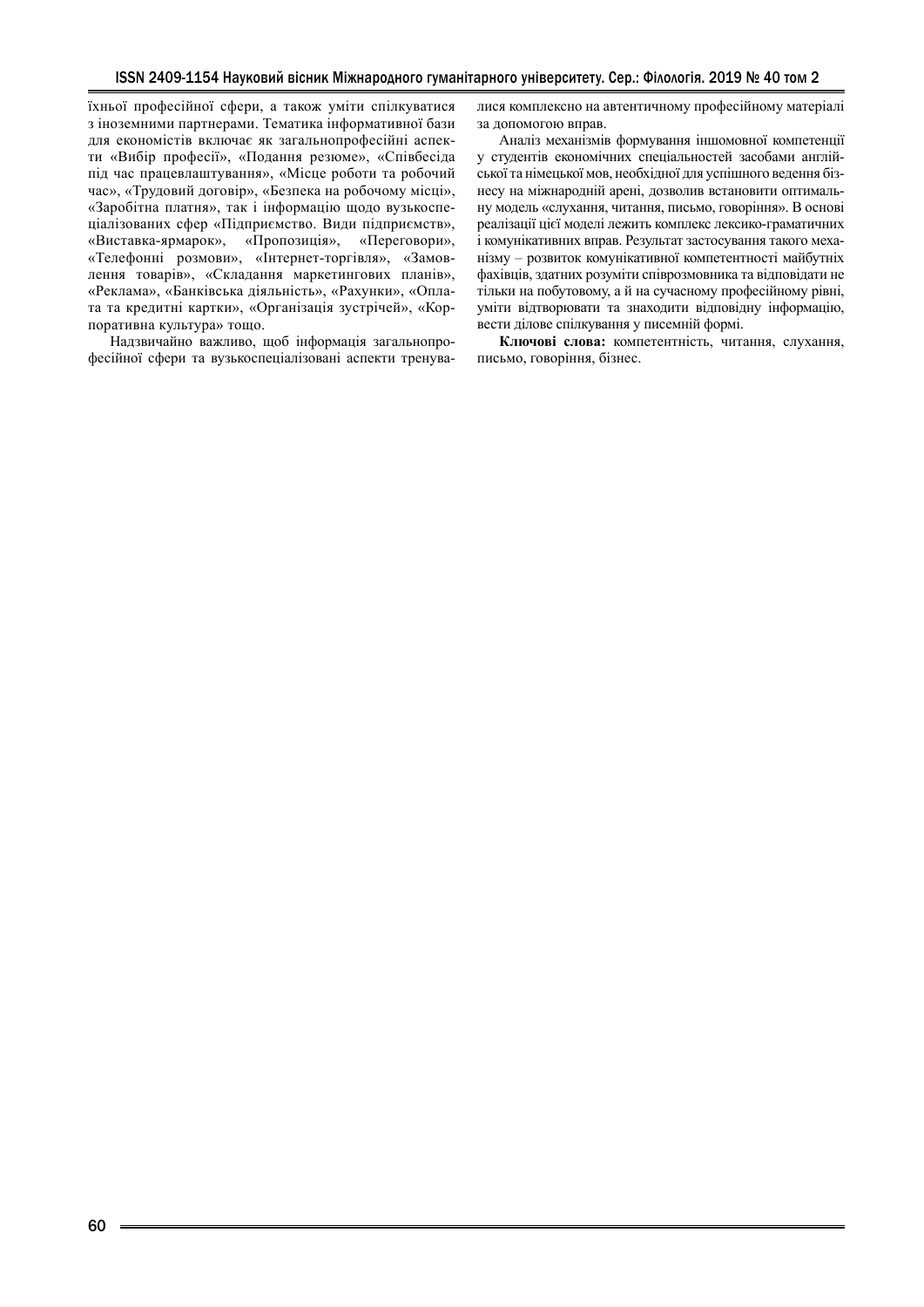їхньої професійної сфери, а також уміти спілкуватися з іноземними партнерами. Тематика інформативної бази для економістів включає як загальнопрофесійні аспекти «Вибір професії», «Подання резюме», «Співбесіда під час працевлаштування», «Місце роботи та робочий час», «Трудовий договір», «Безпека на робочому місці», «Заробітна платня», так і інформацію щодо вузькоспеціалізованих сфер «Підприємство. Види підприємств», «Виставка-ярмарок», «Пропозиція», «Переговори», «Телефонні розмови», «Інтернет-торгівля», «Замовлення товарів», «Складання маркетингових планів», «Реклама», «Банківська діяльність», «Рахунки», «Оплата та кредитні картки», «Організація зустрічей», «Корпоративна культура» тощо.

Надзвичайно важливо, щоб інформація загальнопрофесійної сфери та вузькоспеціалізовані аспекти тренувалися комплексно на автентичному професійному матеріалі за допомогою вправ.

Аналіз механізмів формування іншомовної компетенції у студентів економічних спеціальностей засобами англійської та німецької мов, необхідної для успішного ведення бізнесу на міжнародній арені, дозволив встановити оптимальну модель «слухання, читання, письмо, говоріння». В основі реалізації цієї моделі лежить комплекс лексико-граматичних і комунікативних вправ. Результат застосування такого механізму – розвиток комунікативної компетентності майбутніх фахівців, здатних розуміти співрозмовника та відповідати не тільки на побутовому, а й на сучасному професійному рівні, уміти відтворювати та знаходити відповідну інформацію, вести ділове спілкування у писемній формі.

**Ключові слова:** компетентність, читання, слухання, письмо, говоріння, бізнес.